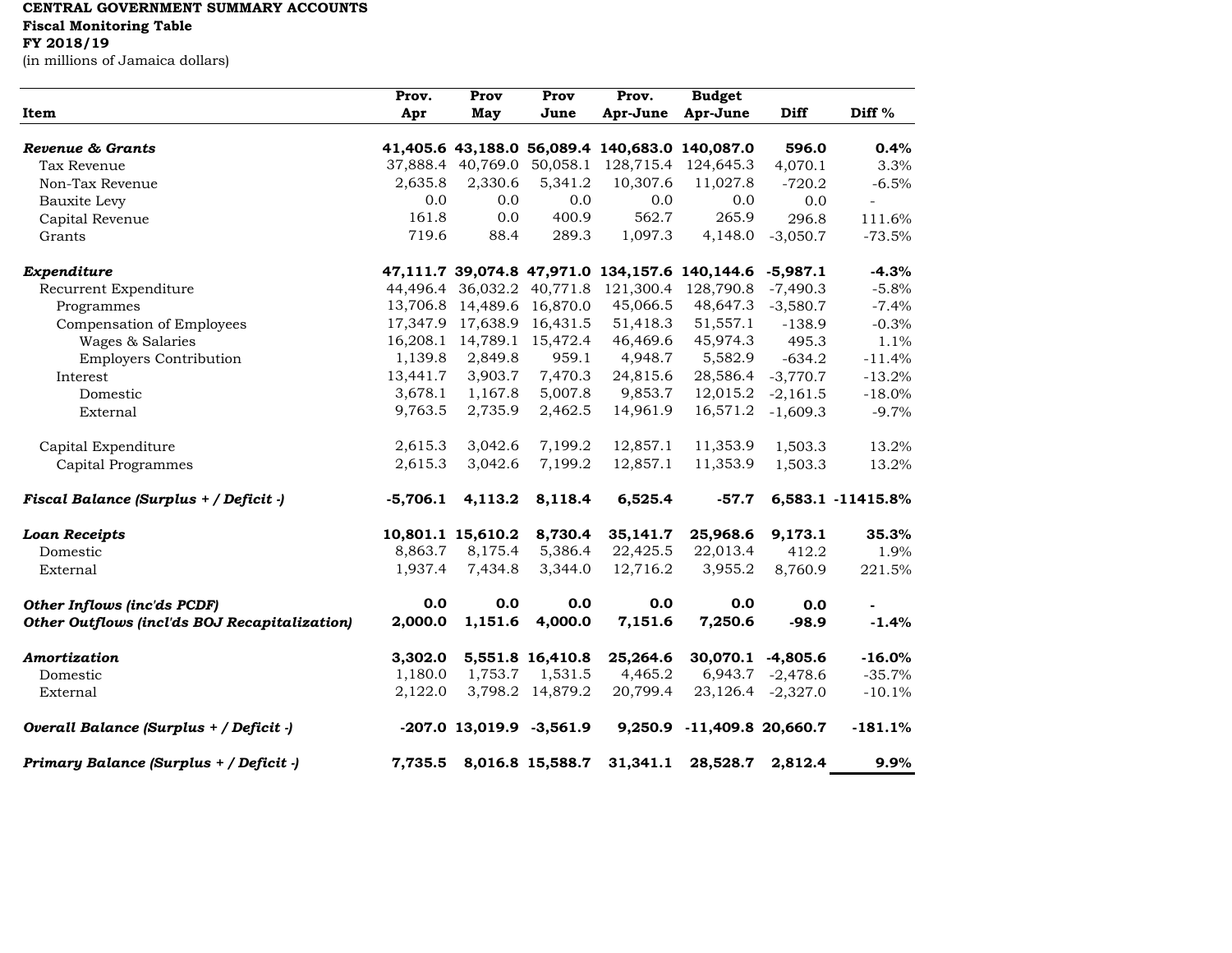**CENTRAL GOVERNMENT SUMMARY ACCOUNTS**
**Fiscal Monitoring Table**
**FY 2018/19**
(in millions of Jamaica dollars)

| Item | Prov. Apr | Prov May | Prov June | Prov. Apr-June | Budget Apr-June | Diff | Diff % |
|---|---|---|---|---|---|---|---|
| ***Revenue & Grants*** | **41,405.6** | **43,188.0** | **56,089.4** | **140,683.0** | **140,087.0** | **596.0** | **0.4%** |
| Tax Revenue | 37,888.4 | 40,769.0 | 50,058.1 | 128,715.4 | 124,645.3 | 4,070.1 | 3.3% |
| Non-Tax Revenue | 2,635.8 | 2,330.6 | 5,341.2 | 10,307.6 | 11,027.8 | -720.2 | -6.5% |
| Bauxite Levy | 0.0 | 0.0 | 0.0 | 0.0 | 0.0 | 0.0 | - |
| Capital Revenue | 161.8 | 0.0 | 400.9 | 562.7 | 265.9 | 296.8 | 111.6% |
| Grants | 719.6 | 88.4 | 289.3 | 1,097.3 | 4,148.0 | -3,050.7 | -73.5% |
| | | | | | | | |
| ***Expenditure*** | **47,111.7** | **39,074.8** | **47,971.0** | **134,157.6** | **140,144.6** | **-5,987.1** | **-4.3%** |
| Recurrent Expenditure | 44,496.4 | 36,032.2 | 40,771.8 | 121,300.4 | 128,790.8 | -7,490.3 | -5.8% |
| Programmes | 13,706.8 | 14,489.6 | 16,870.0 | 45,066.5 | 48,647.3 | -3,580.7 | -7.4% |
| Compensation of Employees | 17,347.9 | 17,638.9 | 16,431.5 | 51,418.3 | 51,557.1 | -138.9 | -0.3% |
| Wages & Salaries | 16,208.1 | 14,789.1 | 15,472.4 | 46,469.6 | 45,974.3 | 495.3 | 1.1% |
| Employers Contribution | 1,139.8 | 2,849.8 | 959.1 | 4,948.7 | 5,582.9 | -634.2 | -11.4% |
| Interest | 13,441.7 | 3,903.7 | 7,470.3 | 24,815.6 | 28,586.4 | -3,770.7 | -13.2% |
| Domestic | 3,678.1 | 1,167.8 | 5,007.8 | 9,853.7 | 12,015.2 | -2,161.5 | -18.0% |
| External | 9,763.5 | 2,735.9 | 2,462.5 | 14,961.9 | 16,571.2 | -1,609.3 | -9.7% |
| | | | | | | | |
| Capital Expenditure | 2,615.3 | 3,042.6 | 7,199.2 | 12,857.1 | 11,353.9 | 1,503.3 | 13.2% |
| Capital Programmes | 2,615.3 | 3,042.6 | 7,199.2 | 12,857.1 | 11,353.9 | 1,503.3 | 13.2% |
| | | | | | | | |
| ***Fiscal Balance (Surplus + / Deficit -)*** | **-5,706.1** | **4,113.2** | **8,118.4** | **6,525.4** | **-57.7** | **6,583.1** | **-11415.8%** |
| | | | | | | | |
| ***Loan Receipts*** | **10,801.1** | **15,610.2** | **8,730.4** | **35,141.7** | **25,968.6** | **9,173.1** | **35.3%** |
| Domestic | 8,863.7 | 8,175.4 | 5,386.4 | 22,425.5 | 22,013.4 | 412.2 | 1.9% |
| External | 1,937.4 | 7,434.8 | 3,344.0 | 12,716.2 | 3,955.2 | 8,760.9 | 221.5% |
| | | | | | | | |
| ***Other Inflows (inc'ds PCDF)*** | **0.0** | **0.0** | **0.0** | **0.0** | **0.0** | **0.0** | **-** |
| ***Other Outflows (incl'ds BOJ Recapitalization)*** | **2,000.0** | **1,151.6** | **4,000.0** | **7,151.6** | **7,250.6** | **-98.9** | **-1.4%** |
| | | | | | | | |
| ***Amortization*** | **3,302.0** | **5,551.8** | **16,410.8** | **25,264.6** | **30,070.1** | **-4,805.6** | **-16.0%** |
| Domestic | 1,180.0 | 1,753.7 | 1,531.5 | 4,465.2 | 6,943.7 | -2,478.6 | -35.7% |
| External | 2,122.0 | 3,798.2 | 14,879.2 | 20,799.4 | 23,126.4 | -2,327.0 | -10.1% |
| | | | | | | | |
| ***Overall Balance (Surplus + / Deficit -)*** | **-207.0** | **13,019.9** | **-3,561.9** | **9,250.9** | **-11,409.8** | **20,660.7** | **-181.1%** |
| | | | | | | | |
| ***Primary Balance (Surplus + / Deficit -)*** | **7,735.5** | **8,016.8** | **15,588.7** | **31,341.1** | **28,528.7** | **2,812.4** | **9.9%** |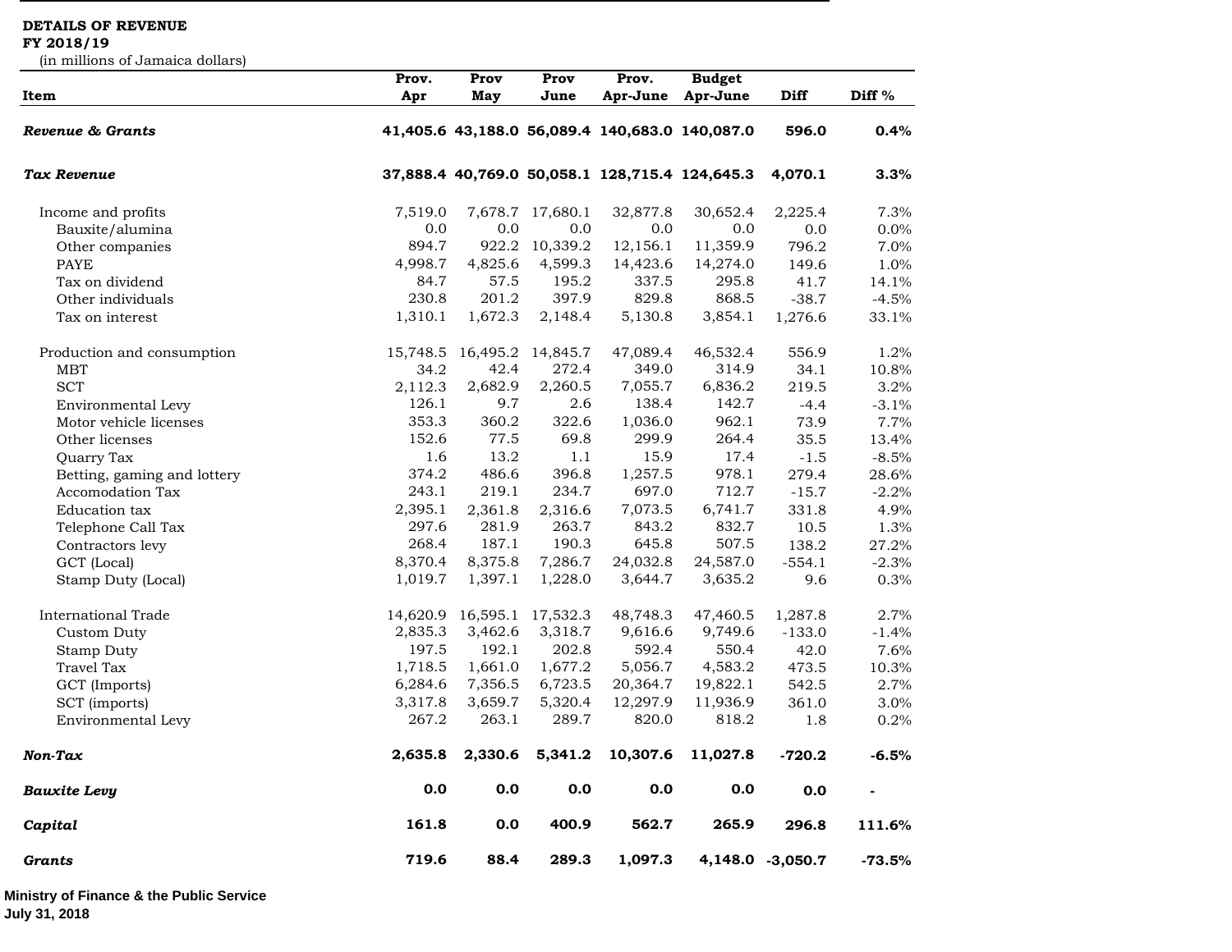**DETAILS OF REVENUE**
**FY 2018/19**
(in millions of Jamaica dollars)

| Item | Prov. Apr | Prov May | Prov June | Prov. Apr-June | Budget Apr-June | Diff | Diff % |
|---|---|---|---|---|---|---|---|
| ***Revenue & Grants*** | **41,405.6** | **43,188.0** | **56,089.4** | **140,683.0** | **140,087.0** | **596.0** | **0.4%** |
| ***Tax Revenue*** | **37,888.4** | **40,769.0** | **50,058.1** | **128,715.4** | **124,645.3** | **4,070.1** | **3.3%** |
| Income and profits | 7,519.0 | 7,678.7 | 17,680.1 | 32,877.8 | 30,652.4 | 2,225.4 | 7.3% |
| Bauxite/alumina | 0.0 | 0.0 | 0.0 | 0.0 | 0.0 | 0.0 | 0.0% |
| Other companies | 894.7 | 922.2 | 10,339.2 | 12,156.1 | 11,359.9 | 796.2 | 7.0% |
| PAYE | 4,998.7 | 4,825.6 | 4,599.3 | 14,423.6 | 14,274.0 | 149.6 | 1.0% |
| Tax on dividend | 84.7 | 57.5 | 195.2 | 337.5 | 295.8 | 41.7 | 14.1% |
| Other individuals | 230.8 | 201.2 | 397.9 | 829.8 | 868.5 | -38.7 | -4.5% |
| Tax on interest | 1,310.1 | 1,672.3 | 2,148.4 | 5,130.8 | 3,854.1 | 1,276.6 | 33.1% |
| Production and consumption | 15,748.5 | 16,495.2 | 14,845.7 | 47,089.4 | 46,532.4 | 556.9 | 1.2% |
| MBT | 34.2 | 42.4 | 272.4 | 349.0 | 314.9 | 34.1 | 10.8% |
| SCT | 2,112.3 | 2,682.9 | 2,260.5 | 7,055.7 | 6,836.2 | 219.5 | 3.2% |
| Environmental Levy | 126.1 | 9.7 | 2.6 | 138.4 | 142.7 | -4.4 | -3.1% |
| Motor vehicle licenses | 353.3 | 360.2 | 322.6 | 1,036.0 | 962.1 | 73.9 | 7.7% |
| Other licenses | 152.6 | 77.5 | 69.8 | 299.9 | 264.4 | 35.5 | 13.4% |
| Quarry Tax | 1.6 | 13.2 | 1.1 | 15.9 | 17.4 | -1.5 | -8.5% |
| Betting, gaming and lottery | 374.2 | 486.6 | 396.8 | 1,257.5 | 978.1 | 279.4 | 28.6% |
| Accomodation Tax | 243.1 | 219.1 | 234.7 | 697.0 | 712.7 | -15.7 | -2.2% |
| Education tax | 2,395.1 | 2,361.8 | 2,316.6 | 7,073.5 | 6,741.7 | 331.8 | 4.9% |
| Telephone Call Tax | 297.6 | 281.9 | 263.7 | 843.2 | 832.7 | 10.5 | 1.3% |
| Contractors levy | 268.4 | 187.1 | 190.3 | 645.8 | 507.5 | 138.2 | 27.2% |
| GCT (Local) | 8,370.4 | 8,375.8 | 7,286.7 | 24,032.8 | 24,587.0 | -554.1 | -2.3% |
| Stamp Duty (Local) | 1,019.7 | 1,397.1 | 1,228.0 | 3,644.7 | 3,635.2 | 9.6 | 0.3% |
| International Trade | 14,620.9 | 16,595.1 | 17,532.3 | 48,748.3 | 47,460.5 | 1,287.8 | 2.7% |
| Custom Duty | 2,835.3 | 3,462.6 | 3,318.7 | 9,616.6 | 9,749.6 | -133.0 | -1.4% |
| Stamp Duty | 197.5 | 192.1 | 202.8 | 592.4 | 550.4 | 42.0 | 7.6% |
| Travel Tax | 1,718.5 | 1,661.0 | 1,677.2 | 5,056.7 | 4,583.2 | 473.5 | 10.3% |
| GCT (Imports) | 6,284.6 | 7,356.5 | 6,723.5 | 20,364.7 | 19,822.1 | 542.5 | 2.7% |
| SCT (imports) | 3,317.8 | 3,659.7 | 5,320.4 | 12,297.9 | 11,936.9 | 361.0 | 3.0% |
| Environmental Levy | 267.2 | 263.1 | 289.7 | 820.0 | 818.2 | 1.8 | 0.2% |
| ***Non-Tax*** | **2,635.8** | **2,330.6** | **5,341.2** | **10,307.6** | **11,027.8** | **-720.2** | **-6.5%** |
| ***Bauxite Levy*** | **0.0** | **0.0** | **0.0** | **0.0** | **0.0** | **0.0** | **-** |
| ***Capital*** | **161.8** | **0.0** | **400.9** | **562.7** | **265.9** | **296.8** | **111.6%** |
| ***Grants*** | **719.6** | **88.4** | **289.3** | **1,097.3** | **4,148.0** | **-3,050.7** | **-73.5%** |

**Ministry of Finance & the Public Service**
**July 31, 2018**